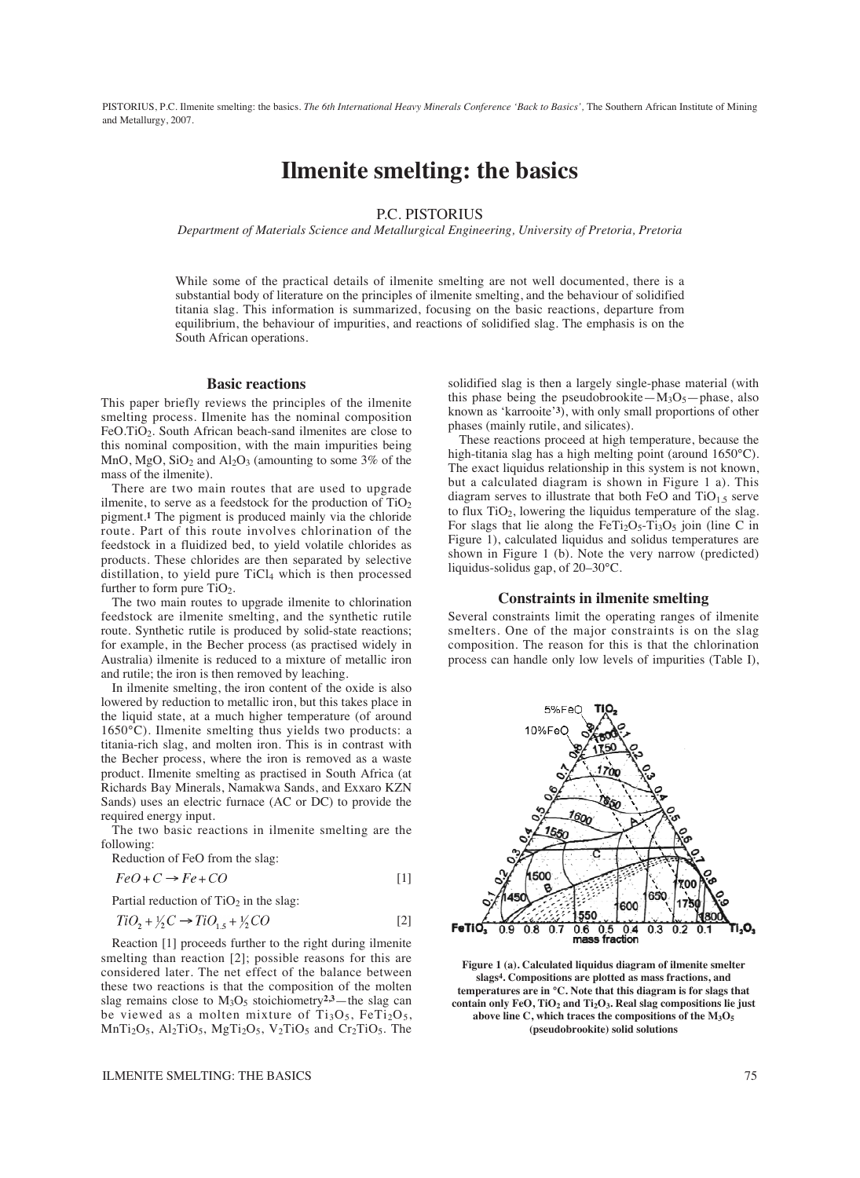PISTORIUS, P.C. Ilmenite smelting: the basics. *The 6th International Heavy Minerals Conference 'Back to Basics'*, The Southern African Institute of Mining and Metallurgy, 2007.

# Ilmenite smelting: the basics

P.C. PISTORIUS

*Department of Materials Science and Metallurgical Engineering, University of Pretoria, Pretoria*

While some of the practical details of ilmenite smelting are not well documented, there is a substantial body of literature on the principles of ilmenite smelting, and the behaviour of solidified titania slag. This information is summarized, focusing on the basic reactions, departure from equilibrium, the behaviour of impurities, and reactions of solidified slag. The emphasis is on the South African operations.

## Basic reactions

This paper briefly reviews the principles of the ilmenite smelting process. Ilmenite has the nominal composition $FeO.TiO_2$. South African beach-sand ilmenites are close to this nominal composition, with the main impurities being MnO, MgO, $SiO_2$ and $Al_2O_3$ (amounting to some 3% of the mass of the ilmenite).

There are two main routes that are used to upgrade ilmenite, to serve as a feedstock for the production of $TiO_2$ pigment.[1] The pigment is produced mainly via the chloride route. Part of this route involves chlorination of the feedstock in a fluidized bed, to yield volatile chlorides as products. These chlorides are then separated by selective distillation, to yield pure $TiCl_4$ which is then processed further to form pure $TiO_2$.

The two main routes to upgrade ilmenite to chlorination feedstock are ilmenite smelting, and the synthetic rutile route. Synthetic rutile is produced by solid-state reactions; for example, in the Becher process (as practised widely in Australia) ilmenite is reduced to a mixture of metallic iron and rutile; the iron is then removed by leaching.

In ilmenite smelting, the iron content of the oxide is also lowered by reduction to metallic iron, but this takes place in the liquid state, at a much higher temperature (of around 1650°C). Ilmenite smelting thus yields two products: a titania-rich slag, and molten iron. This is in contrast with the Becher process, where the iron is removed as a waste product. Ilmenite smelting as practised in South Africa (at Richards Bay Minerals, Namakwa Sands, and Exxaro KZN Sands) uses an electric furnace (AC or DC) to provide the required energy input.

The two basic reactions in ilmenite smelting are the following:

Reduction of FeO from the slag:

$$FeO + C \rightarrow Fe + CO \qquad [1]$$

Partial reduction of $TiO_2$ in the slag:

$$TiO_2 + \tfrac{1}{2}C \rightarrow TiO_{1.5} + \tfrac{1}{2}CO \qquad [2]$$

Reaction [1] proceeds further to the right during ilmenite smelting than reaction [2]; possible reasons for this are considered later. The net effect of the balance between these two reactions is that the composition of the molten slag remains close to $M_3O_5$ stoichiometry[2,3]—the slag can be viewed as a molten mixture of $Ti_3O_5$, $FeTi_2O_5$, $MnTi_2O_5$, $Al_2TiO_5$, $MgTi_2O_5$, $V_2TiO_5$ and $Cr_2TiO_5$. The solidified slag is then a largely single-phase material (with this phase being the pseudobrookite—$M_3O_5$—phase, also known as 'karrooite'[3]), with only small proportions of other phases (mainly rutile, and silicates).

These reactions proceed at high temperature, because the high-titania slag has a high melting point (around 1650°C). The exact liquidus relationship in this system is not known, but a calculated diagram is shown in Figure 1 a). This diagram serves to illustrate that both FeO and $TiO_{1.5}$ serve to flux $TiO_2$, lowering the liquidus temperature of the slag. For slags that lie along the $FeTi_2O_5$-$Ti_3O_5$ join (line C in Figure 1), calculated liquidus and solidus temperatures are shown in Figure 1 (b). Note the very narrow (predicted) liquidus-solidus gap, of 20–30°C.

## Constraints in ilmenite smelting

Several constraints limit the operating ranges of ilmenite smelters. One of the major constraints is on the slag composition. The reason for this is that the chlorination process can handle only low levels of impurities (Table I),

**Figure 1 (a). Calculated liquidus diagram of ilmenite smelter slags[4]. Compositions are plotted as mass fractions, and temperatures are in °C. Note that this diagram is for slags that contain only FeO, $TiO_2$ and $Ti_2O_3$. Real slag compositions lie just above line C, which traces the compositions of the $M_3O_5$ (pseudobrookite) solid solutions**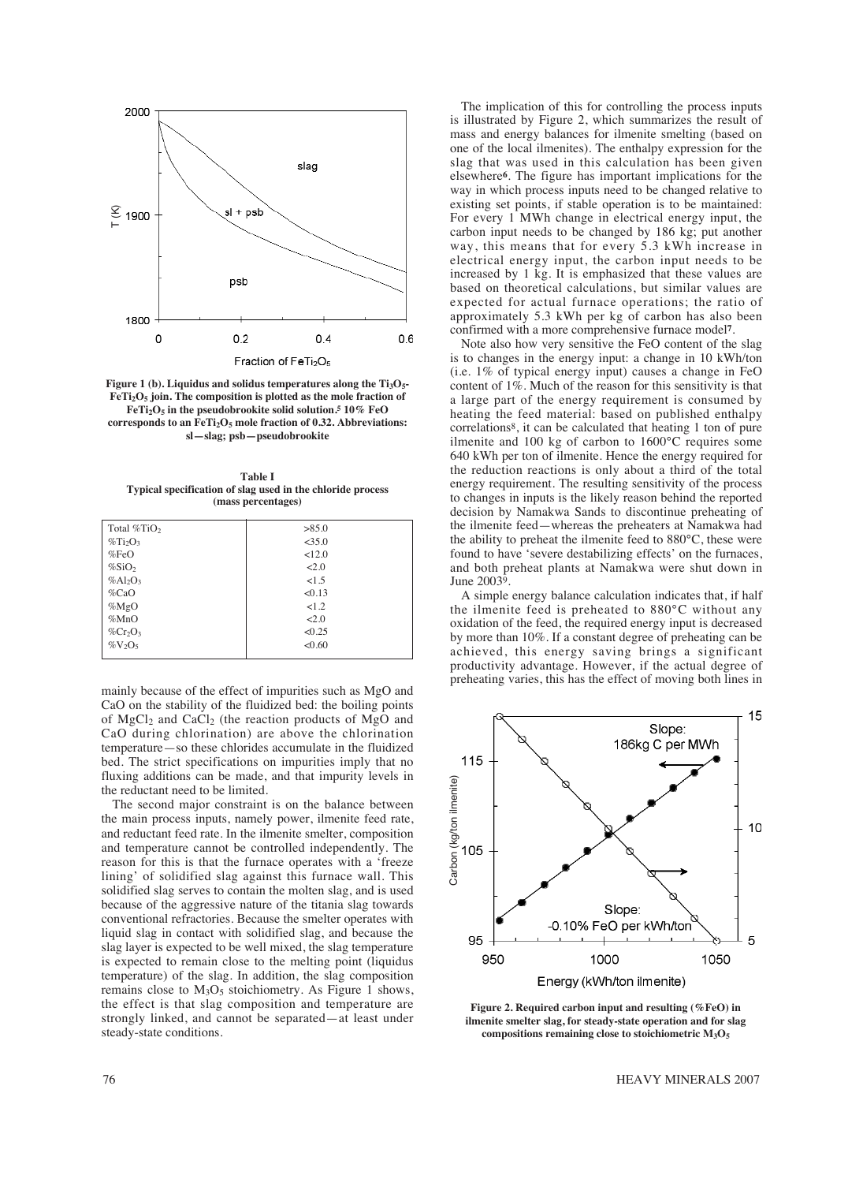Figure 1 (b). Liquidus and solidus temperatures along the $Ti_3O_5$-$FeTi_2O_5$ join. The composition is plotted as the mole fraction of $FeTi_2O_5$ in the pseudobrookite solid solution.[5] 10% FeO corresponds to an $FeTi_2O_5$ mole fraction of 0.32. Abbreviations: sl—slag; psb—pseudobrookite

**Table I**
**Typical specification of slag used in the chloride process (mass percentages)**

| | |
|---|---|
| Total $\%TiO_2$ | >85.0 |
| $\%Ti_2O_3$ | <35.0 |
| %FeO | <12.0 |
| $\%SiO_2$ | <2.0 |
| $\%Al_2O_3$ | <1.5 |
| %CaO | <0.13 |
| %MgO | <1.2 |
| %MnO | <2.0 |
| $\%Cr_2O_3$ | <0.25 |
| $\%V_2O_5$ | <0.60 |

mainly because of the effect of impurities such as MgO and CaO on the stability of the fluidized bed: the boiling points of $MgCl_2$ and $CaCl_2$ (the reaction products of MgO and CaO during chlorination) are above the chlorination temperature—so these chlorides accumulate in the fluidized bed. The strict specifications on impurities imply that no fluxing additions can be made, and that impurity levels in the reductant need to be limited.

The second major constraint is on the balance between the main process inputs, namely power, ilmenite feed rate, and reductant feed rate. In the ilmenite smelter, composition and temperature cannot be controlled independently. The reason for this is that the furnace operates with a 'freeze lining' of solidified slag against this furnace wall. This solidified slag serves to contain the molten slag, and is used because of the aggressive nature of the titania slag towards conventional refractories. Because the smelter operates with liquid slag in contact with solidified slag, and because the slag layer is expected to be well mixed, the slag temperature is expected to remain close to the melting point (liquidus temperature) of the slag. In addition, the slag composition remains close to $M_3O_5$ stoichiometry. As Figure 1 shows, the effect is that slag composition and temperature are strongly linked, and cannot be separated—at least under steady-state conditions.

The implication of this for controlling the process inputs is illustrated by Figure 2, which summarizes the result of mass and energy balances for ilmenite smelting (based on one of the local ilmenites). The enthalpy expression for the slag that was used in this calculation has been given elsewhere[6]. The figure has important implications for the way in which process inputs need to be changed relative to existing set points, if stable operation is to be maintained: For every 1 MWh change in electrical energy input, the carbon input needs to be changed by 186 kg; put another way, this means that for every 5.3 kWh increase in electrical energy input, the carbon input needs to be increased by 1 kg. It is emphasized that these values are based on theoretical calculations, but similar values are expected for actual furnace operations; the ratio of approximately 5.3 kWh per kg of carbon has also been confirmed with a more comprehensive furnace model[7].

Note also how very sensitive the FeO content of the slag is to changes in the energy input: a change in 10 kWh/ton (i.e. 1% of typical energy input) causes a change in FeO content of 1%. Much of the reason for this sensitivity is that a large part of the energy requirement is consumed by heating the feed material: based on published enthalpy correlations[8], it can be calculated that heating 1 ton of pure ilmenite and 100 kg of carbon to 1600°C requires some 640 kWh per ton of ilmenite. Hence the energy required for the reduction reactions is only about a third of the total energy requirement. The resulting sensitivity of the process to changes in inputs is the likely reason behind the reported decision by Namakwa Sands to discontinue preheating of the ilmenite feed—whereas the preheaters at Namakwa had the ability to preheat the ilmenite feed to 880°C, these were found to have 'severe destabilizing effects' on the furnaces, and both preheat plants at Namakwa were shut down in June 2003[9].

A simple energy balance calculation indicates that, if half the ilmenite feed is preheated to 880°C without any oxidation of the feed, the required energy input is decreased by more than 10%. If a constant degree of preheating can be achieved, this energy saving brings a significant productivity advantage. However, if the actual degree of preheating varies, this has the effect of moving both lines in

Figure 2. Required carbon input and resulting (%FeO) in ilmenite smelter slag, for steady-state operation and for slag compositions remaining close to stoichiometric $M_3O_5$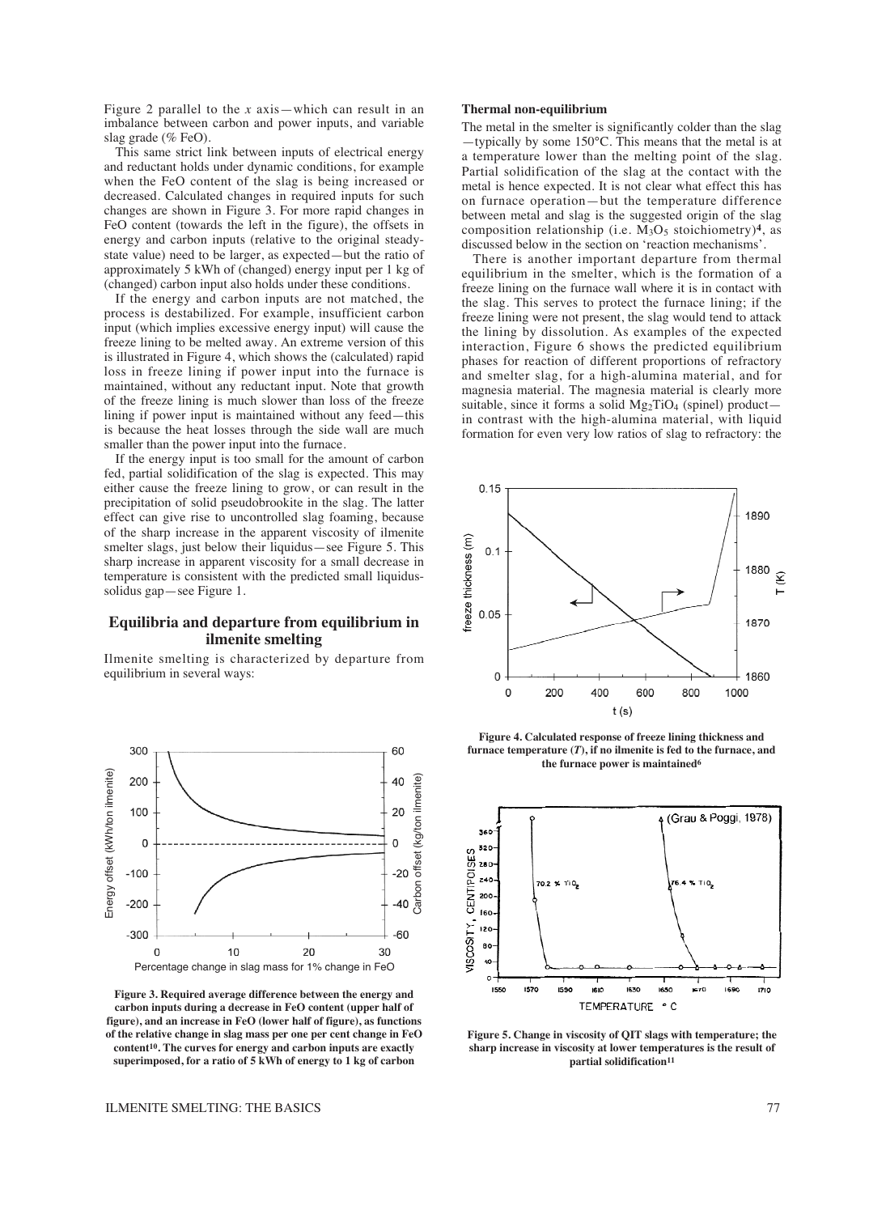Figure 2 parallel to the *x* axis—which can result in an imbalance between carbon and power inputs, and variable slag grade (% FeO).

This same strict link between inputs of electrical energy and reductant holds under dynamic conditions, for example when the FeO content of the slag is being increased or decreased. Calculated changes in required inputs for such changes are shown in Figure 3. For more rapid changes in FeO content (towards the left in the figure), the offsets in energy and carbon inputs (relative to the original steady-state value) need to be larger, as expected—but the ratio of approximately 5 kWh of (changed) energy input per 1 kg of (changed) carbon input also holds under these conditions.

If the energy and carbon inputs are not matched, the process is destabilized. For example, insufficient carbon input (which implies excessive energy input) will cause the freeze lining to be melted away. An extreme version of this is illustrated in Figure 4, which shows the (calculated) rapid loss in freeze lining if power input into the furnace is maintained, without any reductant input. Note that growth of the freeze lining is much slower than loss of the freeze lining if power input is maintained without any feed—this is because the heat losses through the side wall are much smaller than the power input into the furnace.

If the energy input is too small for the amount of carbon fed, partial solidification of the slag is expected. This may either cause the freeze lining to grow, or can result in the precipitation of solid pseudobrookite in the slag. The latter effect can give rise to uncontrolled slag foaming, because of the sharp increase in the apparent viscosity of ilmenite smelter slags, just below their liquidus—see Figure 5. This sharp increase in apparent viscosity for a small decrease in temperature is consistent with the predicted small liquidus-solidus gap—see Figure 1.

## Equilibria and departure from equilibrium in ilmenite smelting

Ilmenite smelting is characterized by departure from equilibrium in several ways:

**Figure 3. Required average difference between the energy and carbon inputs during a decrease in FeO content (upper half of figure), and an increase in FeO (lower half of figure), as functions of the relative change in slag mass per one per cent change in FeO content[10]. The curves for energy and carbon inputs are exactly superimposed, for a ratio of 5 kWh of energy to 1 kg of carbon**

### Thermal non-equilibrium

The metal in the smelter is significantly colder than the slag—typically by some 150°C. This means that the metal is at a temperature lower than the melting point of the slag. Partial solidification of the slag at the contact with the metal is hence expected. It is not clear what effect this has on furnace operation—but the temperature difference between metal and slag is the suggested origin of the slag composition relationship (i.e. $M_3O_5$ stoichiometry)[4], as discussed below in the section on 'reaction mechanisms'.

There is another important departure from thermal equilibrium in the smelter, which is the formation of a freeze lining on the furnace wall where it is in contact with the slag. This serves to protect the furnace lining; if the freeze lining were not present, the slag would tend to attack the lining by dissolution. As examples of the expected interaction, Figure 6 shows the predicted equilibrium phases for reaction of different proportions of refractory and smelter slag, for a high-alumina material, and for magnesia material. The magnesia material is clearly more suitable, since it forms a solid $Mg_2TiO_4$ (spinel) product—in contrast with the high-alumina material, with liquid formation for even very low ratios of slag to refractory: the

**Figure 4. Calculated response of freeze lining thickness and furnace temperature (*T*), if no ilmenite is fed to the furnace, and the furnace power is maintained[6]**

**Figure 5. Change in viscosity of QIT slags with temperature; the sharp increase in viscosity at lower temperatures is the result of partial solidification[11]**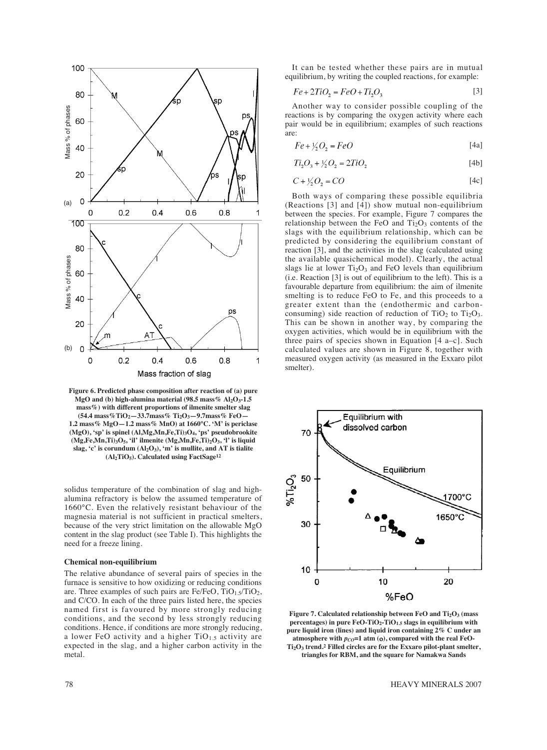Figure 6. Predicted phase composition after reaction of (a) pure MgO and (b) high-alumina material (98.5 mass% $Al_2O_3$-1.5 mass%) with different proportions of ilmenite smelter slag (54.4 mass% $TiO_2$—33.7mass% $Ti_2O_3$—9.7mass% FeO—1.2 mass% MgO—1.2 mass% MnO) at 1660°C. 'M' is periclase (MgO), 'sp' is spinel $(Al,Mg,Mn,Fe,Ti)_3O_4$, 'ps' pseudobrookite $(Mg,Fe,Mn,Ti)_3O_5$, 'il' ilmenite $(Mg,Mn,Fe,Ti)_2O_3$, 'l' is liquid slag, 'c' is corundum $(Al_2O_3)$, 'm' is mullite, and AT is tialite $(Al_2TiO_5)$. Calculated using FactSage[12]

solidus temperature of the combination of slag and high-alumina refractory is below the assumed temperature of 1660°C. Even the relatively resistant behaviour of the magnesia material is not sufficient in practical smelters, because of the very strict limitation on the allowable MgO content in the slag product (see Table I). This highlights the need for a freeze lining.

### Chemical non-equilibrium

The relative abundance of several pairs of species in the furnace is sensitive to how oxidizing or reducing conditions are. Three examples of such pairs are Fe/FeO, $TiO_{1.5}/TiO_2$, and C/CO. In each of the three pairs listed here, the species named first is favoured by more strongly reducing conditions, and the second by less strongly reducing conditions. Hence, if conditions are more strongly reducing, a lower FeO activity and a higher $TiO_{1.5}$ activity are expected in the slag, and a higher carbon activity in the metal.

It can be tested whether these pairs are in mutual equilibrium, by writing the coupled reactions, for example:

$$Fe + 2TiO_2 = FeO + Ti_2O_3 \qquad [3]$$

Another way to consider possible coupling of the reactions is by comparing the oxygen activity where each pair would be in equilibrium; examples of such reactions are:

$$Fe + \tfrac{1}{2}O_2 = FeO \qquad [4a]$$

$$Ti_2O_3 + \tfrac{1}{2}O_2 = 2TiO_2 \qquad [4b]$$

$$C + \tfrac{1}{2}O_2 = CO \qquad [4c]$$

Both ways of comparing these possible equilibria (Reactions [3] and [4]) show mutual non-equilibrium between the species. For example, Figure 7 compares the relationship between the FeO and $Ti_2O_3$ contents of the slags with the equilibrium relationship, which can be predicted by considering the equilibrium constant of reaction [3], and the activities in the slag (calculated using the available quasichemical model). Clearly, the actual slags lie at lower $Ti_2O_3$ and FeO levels than equilibrium (i.e. Reaction [3] is out of equilibrium to the left). This is a favourable departure from equilibrium: the aim of ilmenite smelting is to reduce FeO to Fe, and this proceeds to a greater extent than the (endothermic and carbon-consuming) side reaction of reduction of $TiO_2$ to $Ti_2O_3$. This can be shown in another way, by comparing the oxygen activities, which would be in equilibrium with the three pairs of species shown in Equation [4 a–c]. Such calculated values are shown in Figure 8, together with measured oxygen activity (as measured in the Exxaro pilot smelter).

Figure 7. Calculated relationship between FeO and $Ti_2O_3$ (mass percentages) in pure FeO-$TiO_2$-$TiO_{1.5}$ slags in equilibrium with pure liquid iron (lines) and liquid iron containing 2% C under an atmosphere with $p_{CO}$=1 atm (o), compared with the real FeO-$Ti_2O_3$ trend.[2] Filled circles are for the Exxaro pilot-plant smelter, triangles for RBM, and the square for Namakwa Sands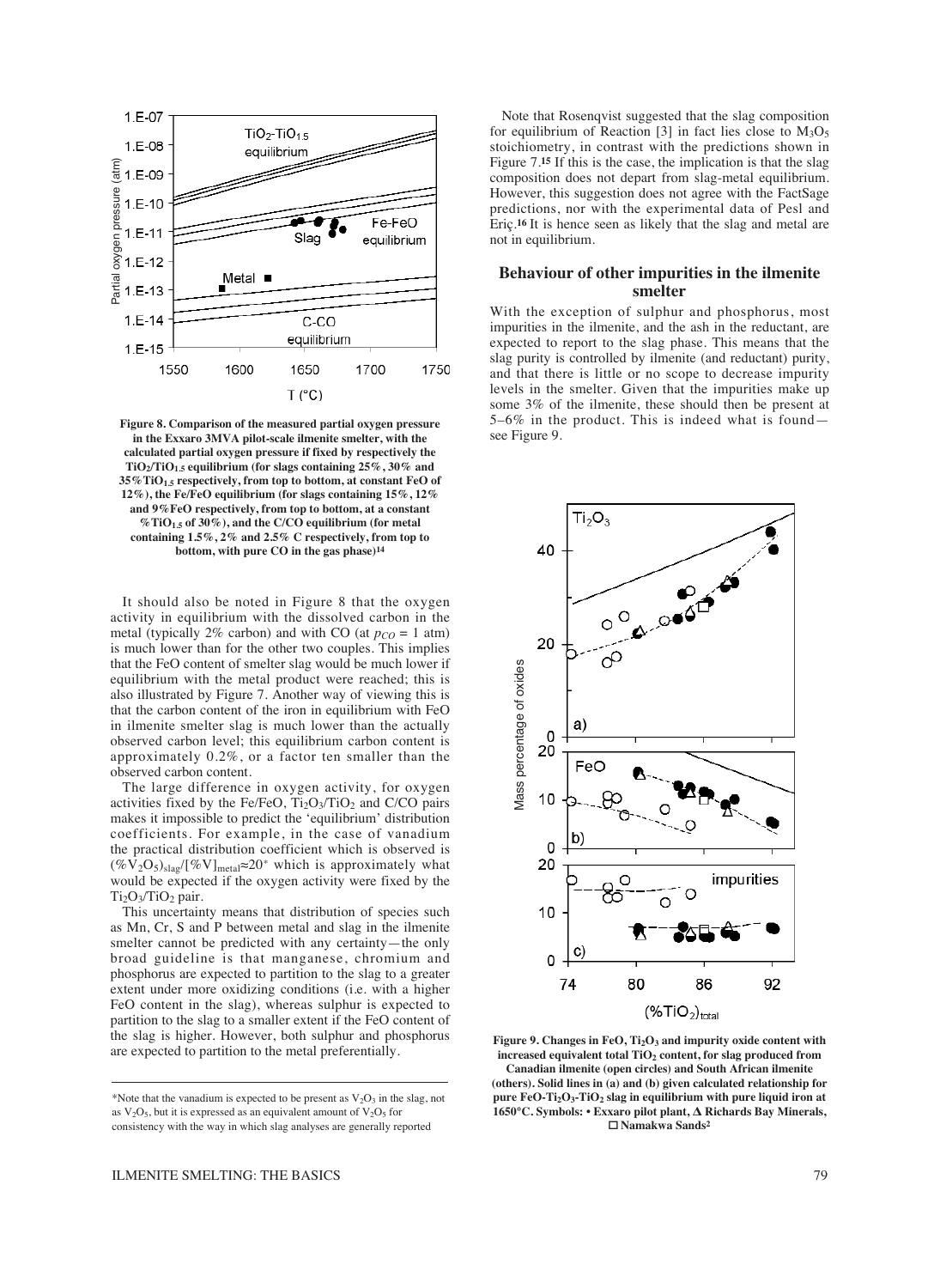**Figure 8. Comparison of the measured partial oxygen pressure in the Exxaro 3MVA pilot-scale ilmenite smelter, with the calculated partial oxygen pressure if fixed by respectively the $TiO_2/TiO_{1.5}$ equilibrium (for slags containing 25%, 30% and 35%$TiO_{1.5}$ respectively, from top to bottom, at constant FeO of 12%), the Fe/FeO equilibrium (for slags containing 15%, 12% and 9%FeO respectively, from top to bottom, at a constant %$TiO_{1.5}$ of 30%), and the C/CO equilibrium (for metal containing 1.5%, 2% and 2.5% C respectively, from top to bottom, with pure CO in the gas phase)[14]**

It should also be noted in Figure 8 that the oxygen activity in equilibrium with the dissolved carbon in the metal (typically 2% carbon) and with CO (at $p_{CO}$ = 1 atm) is much lower than for the other two couples. This implies that the FeO content of smelter slag would be much lower if equilibrium with the metal product were reached; this is also illustrated by Figure 7. Another way of viewing this is that the carbon content of the iron in equilibrium with FeO in ilmenite smelter slag is much lower than the actually observed carbon level; this equilibrium carbon content is approximately 0.2%, or a factor ten smaller than the observed carbon content.

The large difference in oxygen activity, for oxygen activities fixed by the Fe/FeO, $Ti_2O_3/TiO_2$ and C/CO pairs makes it impossible to predict the 'equilibrium' distribution coefficients. For example, in the case of vanadium the practical distribution coefficient which is observed is $(\%V_2O_5)_{slag}/[\%V]_{metal} \approx 20$* which is approximately what would be expected if the oxygen activity were fixed by the $Ti_2O_3/TiO_2$ pair.

This uncertainty means that distribution of species such as Mn, Cr, S and P between metal and slag in the ilmenite smelter cannot be predicted with any certainty—the only broad guideline is that manganese, chromium and phosphorus are expected to partition to the slag to a greater extent under more oxidizing conditions (i.e. with a higher FeO content in the slag), whereas sulphur is expected to partition to the slag to a smaller extent if the FeO content of the slag is higher. However, both sulphur and phosphorus are expected to partition to the metal preferentially.

*Note that the vanadium is expected to be present as $V_2O_3$ in the slag, not as $V_2O_5$, but it is expressed as an equivalent amount of $V_2O_5$ for consistency with the way in which slag analyses are generally reported

Note that Rosenqvist suggested that the slag composition for equilibrium of Reaction [3] in fact lies close to $M_3O_5$ stoichiometry, in contrast with the predictions shown in Figure 7.[15] If this is the case, the implication is that the slag composition does not depart from slag-metal equilibrium. However, this suggestion does not agree with the FactSage predictions, nor with the experimental data of Pesl and Eriç.[16] It is hence seen as likely that the slag and metal are not in equilibrium.

## Behaviour of other impurities in the ilmenite smelter

With the exception of sulphur and phosphorus, most impurities in the ilmenite, and the ash in the reductant, are expected to report to the slag phase. This means that the slag purity is controlled by ilmenite (and reductant) purity, and that there is little or no scope to decrease impurity levels in the smelter. Given that the impurities make up some 3% of the ilmenite, these should then be present at 5–6% in the product. This is indeed what is found—see Figure 9.

**Figure 9. Changes in FeO, $Ti_2O_3$ and impurity oxide content with increased equivalent total $TiO_2$ content, for slag produced from Canadian ilmenite (open circles) and South African ilmenite (others). Solid lines in (a) and (b) given calculated relationship for pure FeO-$Ti_2O_3$-$TiO_2$ slag in equilibrium with pure liquid iron at 1650°C. Symbols: • Exxaro pilot plant, Δ Richards Bay Minerals, □ Namakwa Sands[2]**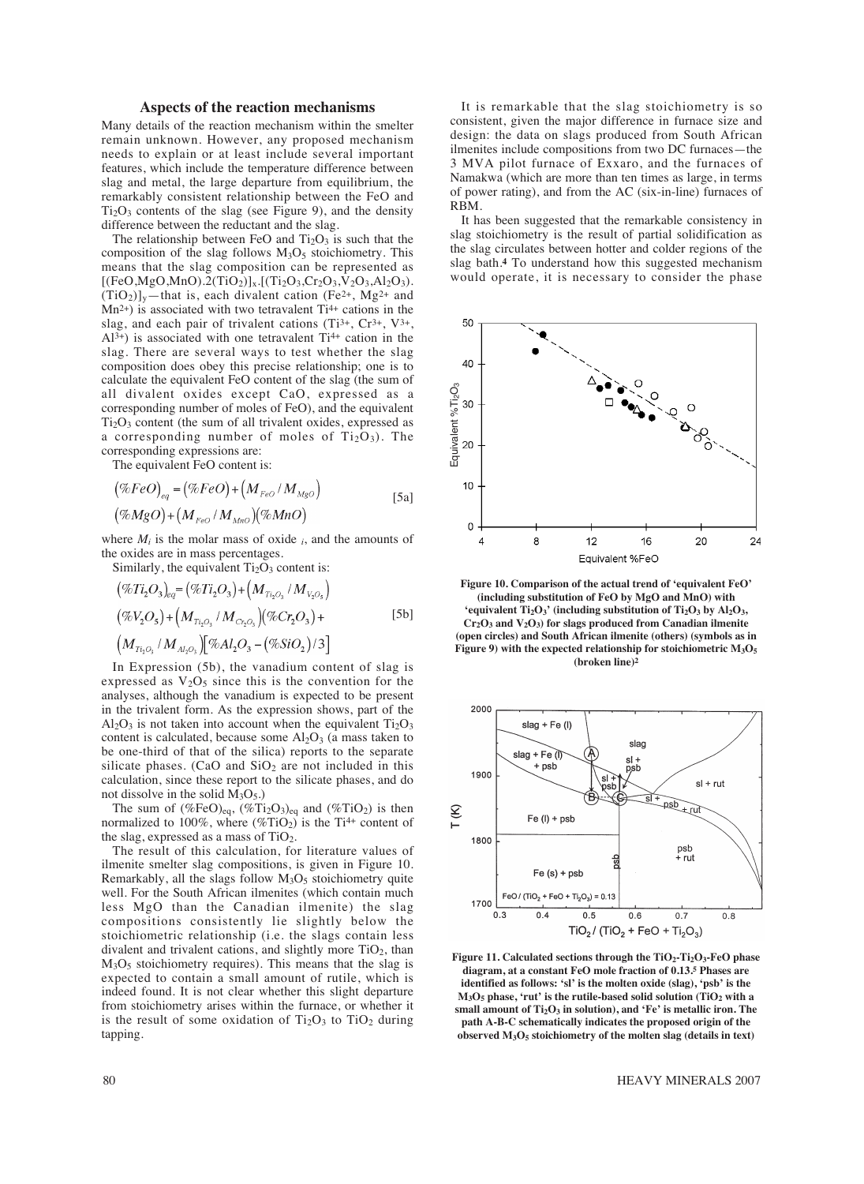### Aspects of the reaction mechanisms

Many details of the reaction mechanism within the smelter remain unknown. However, any proposed mechanism needs to explain or at least include several important features, which include the temperature difference between slag and metal, the large departure from equilibrium, the remarkably consistent relationship between the FeO and $Ti_2O_3$ contents of the slag (see Figure 9), and the density difference between the reductant and the slag.

The relationship between FeO and $Ti_2O_3$ is such that the composition of the slag follows $M_3O_5$ stoichiometry. This means that the slag composition can be represented as $[(FeO,MgO,MnO).2(TiO_2)]_x.[(Ti_2O_3,Cr_2O_3,V_2O_3,Al_2O_3).(TiO_2)]_y$—that is, each divalent cation ($Fe^{2+}$, $Mg^{2+}$ and $Mn^{2+}$) is associated with two tetravalent $Ti^{4+}$ cations in the slag, and each pair of trivalent cations ($Ti^{3+}$, $Cr^{3+}$, $V^{3+}$, $Al^{3+}$) is associated with one tetravalent $Ti^{4+}$ cation in the slag. There are several ways to test whether the slag composition does obey this precise relationship; one is to calculate the equivalent FeO content of the slag (the sum of all divalent oxides except CaO, expressed as a corresponding number of moles of FeO), and the equivalent $Ti_2O_3$ content (the sum of all trivalent oxides, expressed as a corresponding number of moles of $Ti_2O_3$). The corresponding expressions are:

The equivalent FeO content is:

$$(\%FeO)_{eq} = (\%FeO) + \left(M_{FeO}/M_{MgO}\right)(\%MgO) + \left(M_{FeO}/M_{MnO}\right)(\%MnO) \quad [5a]$$

where $M_i$ is the molar mass of oxide $_i$, and the amounts of the oxides are in mass percentages.

Similarly, the equivalent $Ti_2O_3$ content is:

$$(\%Ti_2O_3)_{eq} = (\%Ti_2O_3) + \left(M_{Ti_2O_3}/M_{V_2O_5}\right)(\%V_2O_5) + \left(M_{Ti_2O_3}/M_{Cr_2O_3}\right)(\%Cr_2O_3) + \left(M_{Ti_2O_3}/M_{Al_2O_3}\right)\left[\%Al_2O_3 - (\%SiO_2)/3\right] \quad [5b]$$

In Expression (5b), the vanadium content of slag is expressed as $V_2O_5$ since this is the convention for the analyses, although the vanadium is expected to be present in the trivalent form. As the expression shows, part of the $Al_2O_3$ is not taken into account when the equivalent $Ti_2O_3$ content is calculated, because some $Al_2O_3$ (a mass taken to be one-third of that of the silica) reports to the separate silicate phases. (CaO and $SiO_2$ are not included in this calculation, since these report to the silicate phases, and do not dissolve in the solid $M_3O_5$.)

The sum of $(\%FeO)_{eq}$, $(\%Ti_2O_3)_{eq}$ and $(\%TiO_2)$ is then normalized to 100%, where $(\%TiO_2)$ is the $Ti^{4+}$ content of the slag, expressed as a mass of $TiO_2$.

The result of this calculation, for literature values of ilmenite smelter slag compositions, is given in Figure 10. Remarkably, all the slags follow $M_3O_5$ stoichiometry quite well. For the South African ilmenites (which contain much less MgO than the Canadian ilmenite) the slag compositions consistently lie slightly below the stoichiometric relationship (i.e. the slags contain less divalent and trivalent cations, and slightly more $TiO_2$, than $M_3O_5$ stoichiometry requires). This means that the slag is expected to contain a small amount of rutile, which is indeed found. It is not clear whether this slight departure from stoichiometry arises within the furnace, or whether it is the result of some oxidation of $Ti_2O_3$ to $TiO_2$ during tapping.

It is remarkable that the slag stoichiometry is so consistent, given the major difference in furnace size and design: the data on slags produced from South African ilmenites include compositions from two DC furnaces—the 3 MVA pilot furnace of Exxaro, and the furnaces of Namakwa (which are more than ten times as large, in terms of power rating), and from the AC (six-in-line) furnaces of RBM.

It has been suggested that the remarkable consistency in slag stoichiometry is the result of partial solidification as the slag circulates between hotter and colder regions of the slag bath.[4] To understand how this suggested mechanism would operate, it is necessary to consider the phase

**Figure 10. Comparison of the actual trend of 'equivalent FeO' (including substitution of FeO by MgO and MnO) with 'equivalent $Ti_2O_3$' (including substitution of $Ti_2O_3$ by $Al_2O_3$, $Cr_2O_3$ and $V_2O_3$) for slags produced from Canadian ilmenite (open circles) and South African ilmenite (others) (symbols as in Figure 9) with the expected relationship for stoichiometric $M_3O_5$ (broken line)[2]**

**Figure 11. Calculated sections through the $TiO_2$-$Ti_2O_3$-FeO phase diagram, at a constant FeO mole fraction of 0.13.[5] Phases are identified as follows: 'sl' is the molten oxide (slag), 'psb' is the $M_3O_5$ phase, 'rut' is the rutile-based solid solution ($TiO_2$ with a small amount of $Ti_2O_3$ in solution), and 'Fe' is metallic iron. The path A-B-C schematically indicates the proposed origin of the observed $M_3O_5$ stoichiometry of the molten slag (details in text)**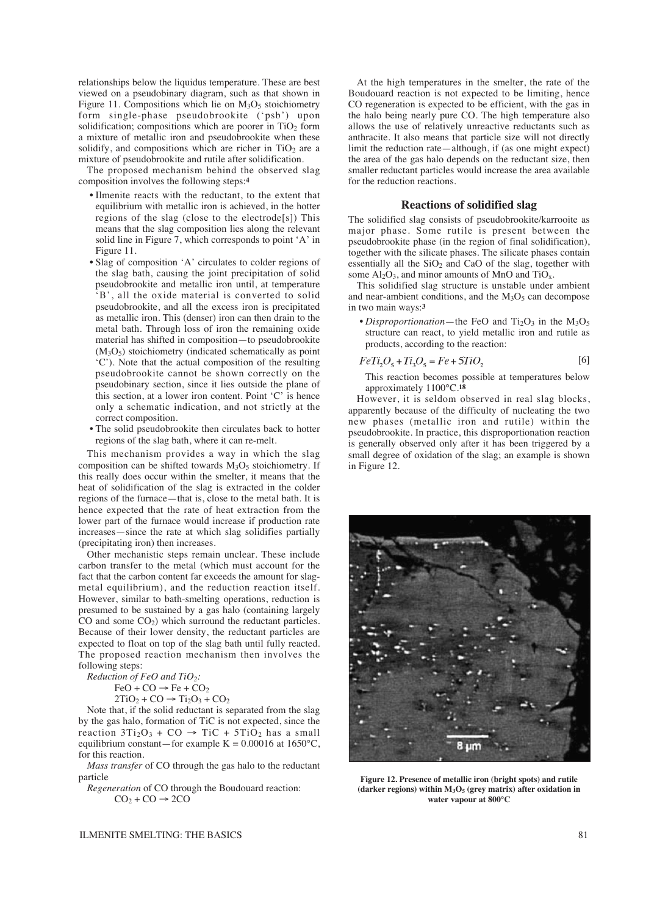relationships below the liquidus temperature. These are best viewed on a pseudobinary diagram, such as that shown in Figure 11. Compositions which lie on $M_3O_5$ stoichiometry form single-phase pseudobrookite ('psb') upon solidification; compositions which are poorer in $TiO_2$ form a mixture of metallic iron and pseudobrookite when these solidify, and compositions which are richer in $TiO_2$ are a mixture of pseudobrookite and rutile after solidification.

The proposed mechanism behind the observed slag composition involves the following steps:[4]

- Ilmenite reacts with the reductant, to the extent that equilibrium with metallic iron is achieved, in the hotter regions of the slag (close to the electrode[s]) This means that the slag composition lies along the relevant solid line in Figure 7, which corresponds to point 'A' in Figure 11.
- Slag of composition 'A' circulates to colder regions of the slag bath, causing the joint precipitation of solid pseudobrookite and metallic iron until, at temperature 'B', all the oxide material is converted to solid pseudobrookite, and all the excess iron is precipitated as metallic iron. This (denser) iron can then drain to the metal bath. Through loss of iron the remaining oxide material has shifted in composition—to pseudobrookite ($M_3O_5$) stoichiometry (indicated schematically as point 'C'). Note that the actual composition of the resulting pseudobrookite cannot be shown correctly on the pseudobinary section, since it lies outside the plane of this section, at a lower iron content. Point 'C' is hence only a schematic indication, and not strictly at the correct composition.
- The solid pseudobrookite then circulates back to hotter regions of the slag bath, where it can re-melt.

This mechanism provides a way in which the slag composition can be shifted towards $M_3O_5$ stoichiometry. If this really does occur within the smelter, it means that the heat of solidification of the slag is extracted in the colder regions of the furnace—that is, close to the metal bath. It is hence expected that the rate of heat extraction from the lower part of the furnace would increase if production rate increases—since the rate at which slag solidifies partially (precipitating iron) then increases.

Other mechanistic steps remain unclear. These include carbon transfer to the metal (which must account for the fact that the carbon content far exceeds the amount for slag-metal equilibrium), and the reduction reaction itself. However, similar to bath-smelting operations, reduction is presumed to be sustained by a gas halo (containing largely CO and some $CO_2$) which surround the reductant particles. Because of their lower density, the reductant particles are expected to float on top of the slag bath until fully reacted. The proposed reaction mechanism then involves the following steps:

*Reduction of FeO and $TiO_2$:*

$$FeO + CO \rightarrow Fe + CO_2$$

$$2TiO_2 + CO \rightarrow Ti_2O_3 + CO_2$$

Note that, if the solid reductant is separated from the slag by the gas halo, formation of TiC is not expected, since the reaction $3Ti_2O_3 + CO \rightarrow TiC + 5TiO_2$ has a small equilibrium constant—for example K = 0.00016 at 1650°C, for this reaction.

*Mass transfer* of CO through the gas halo to the reductant particle

*Regeneration* of CO through the Boudouard reaction:

$$CO_2 + CO \rightarrow 2CO$$

At the high temperatures in the smelter, the rate of the Boudouard reaction is not expected to be limiting, hence CO regeneration is expected to be efficient, with the gas in the halo being nearly pure CO. The high temperature also allows the use of relatively unreactive reductants such as anthracite. It also means that particle size will not directly limit the reduction rate—although, if (as one might expect) the area of the gas halo depends on the reductant size, then smaller reductant particles would increase the area available for the reduction reactions.

## Reactions of solidified slag

The solidified slag consists of pseudobrookite/karrooite as major phase. Some rutile is present between the pseudobrookite phase (in the region of final solidification), together with the silicate phases. The silicate phases contain essentially all the $SiO_2$ and CaO of the slag, together with some $Al_2O_3$, and minor amounts of MnO and $TiO_x$.

This solidified slag structure is unstable under ambient and near-ambient conditions, and the $M_3O_5$ can decompose in two main ways:[3]

- *Disproportionation*—the FeO and $Ti_2O_3$ in the $M_3O_5$ structure can react, to yield metallic iron and rutile as products, according to the reaction:

$$FeTi_2O_5 + Ti_3O_5 = Fe + 5TiO_2 \qquad [6]$$

This reaction becomes possible at temperatures below approximately 1100°C.[18]

However, it is seldom observed in real slag blocks, apparently because of the difficulty of nucleating the two new phases (metallic iron and rutile) within the pseudobrookite. In practice, this disproportionation reaction is generally observed only after it has been triggered by a small degree of oxidation of the slag; an example is shown in Figure 12.

**Figure 12. Presence of metallic iron (bright spots) and rutile (darker regions) within $M_3O_5$ (grey matrix) after oxidation in water vapour at 800°C**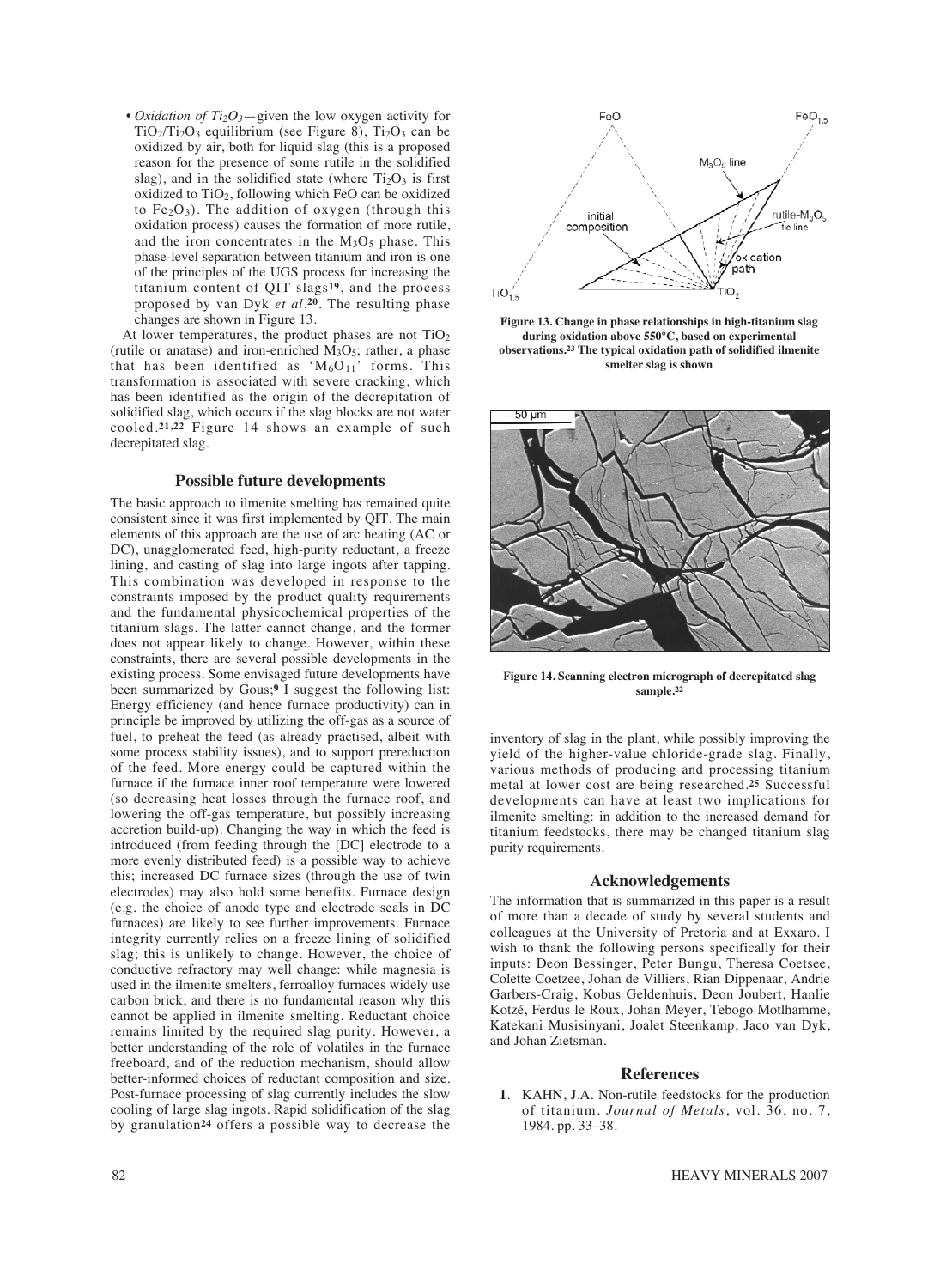• *Oxidation of $Ti_2O_3$*—given the low oxygen activity for $TiO_2/Ti_2O_3$ equilibrium (see Figure 8), $Ti_2O_3$ can be oxidized by air, both for liquid slag (this is a proposed reason for the presence of some rutile in the solidified slag), and in the solidified state (where $Ti_2O_3$ is first oxidized to $TiO_2$, following which FeO can be oxidized to $Fe_2O_3$). The addition of oxygen (through this oxidation process) causes the formation of more rutile, and the iron concentrates in the $M_3O_5$ phase. This phase-level separation between titanium and iron is one of the principles of the UGS process for increasing the titanium content of QIT slags[19], and the process proposed by van Dyk *et al.*[20]. The resulting phase changes are shown in Figure 13.

At lower temperatures, the product phases are not $TiO_2$ (rutile or anatase) and iron-enriched $M_3O_5$; rather, a phase that has been identified as '$M_6O_{11}$' forms. This transformation is associated with severe cracking, which has been identified as the origin of the decrepitation of solidified slag, which occurs if the slag blocks are not water cooled.[21,22] Figure 14 shows an example of such decrepitated slag.

**Figure 13. Change in phase relationships in high-titanium slag during oxidation above 550°C, based on experimental observations.[23] The typical oxidation path of solidified ilmenite smelter slag is shown**

**Figure 14. Scanning electron micrograph of decrepitated slag sample.[22]**

## Possible future developments

The basic approach to ilmenite smelting has remained quite consistent since it was first implemented by QIT. The main elements of this approach are the use of arc heating (AC or DC), unagglomerated feed, high-purity reductant, a freeze lining, and casting of slag into large ingots after tapping. This combination was developed in response to the constraints imposed by the product quality requirements and the fundamental physicochemical properties of the titanium slags. The latter cannot change, and the former does not appear likely to change. However, within these constraints, there are several possible developments in the existing process. Some envisaged future developments have been summarized by Gous;[9] I suggest the following list: Energy efficiency (and hence furnace productivity) can in principle be improved by utilizing the off-gas as a source of fuel, to preheat the feed (as already practised, albeit with some process stability issues), and to support prereduction of the feed. More energy could be captured within the furnace if the furnace inner roof temperature were lowered (so decreasing heat losses through the furnace roof, and lowering the off-gas temperature, but possibly increasing accretion build-up). Changing the way in which the feed is introduced (from feeding through the [DC] electrode to a more evenly distributed feed) is a possible way to achieve this; increased DC furnace sizes (through the use of twin electrodes) may also hold some benefits. Furnace design (e.g. the choice of anode type and electrode seals in DC furnaces) are likely to see further improvements. Furnace integrity currently relies on a freeze lining of solidified slag; this is unlikely to change. However, the choice of conductive refractory may well change: while magnesia is used in the ilmenite smelters, ferroalloy furnaces widely use carbon brick, and there is no fundamental reason why this cannot be applied in ilmenite smelting. Reductant choice remains limited by the required slag purity. However, a better understanding of the role of volatiles in the furnace freeboard, and of the reduction mechanism, should allow better-informed choices of reductant composition and size. Post-furnace processing of slag currently includes the slow cooling of large slag ingots. Rapid solidification of the slag by granulation[24] offers a possible way to decrease the inventory of slag in the plant, while possibly improving the yield of the higher-value chloride-grade slag. Finally, various methods of producing and processing titanium metal at lower cost are being researched.[25] Successful developments can have at least two implications for ilmenite smelting: in addition to the increased demand for titanium feedstocks, there may be changed titanium slag purity requirements.

## Acknowledgements

The information that is summarized in this paper is a result of more than a decade of study by several students and colleagues at the University of Pretoria and at Exxaro. I wish to thank the following persons specifically for their inputs: Deon Bessinger, Peter Bungu, Theresa Coetsee, Colette Coetzee, Johan de Villiers, Rian Dippenaar, Andrie Garbers-Craig, Kobus Geldenhuis, Deon Joubert, Hanlie Kotzé, Ferdus le Roux, Johan Meyer, Tebogo Motlhamme, Katekani Musisinyani, Joalet Steenkamp, Jaco van Dyk, and Johan Zietsman.

## References

**1**. KAHN, J.A. Non-rutile feedstocks for the production of titanium. *Journal of Metals*, vol. 36, no. 7, 1984. pp. 33–38.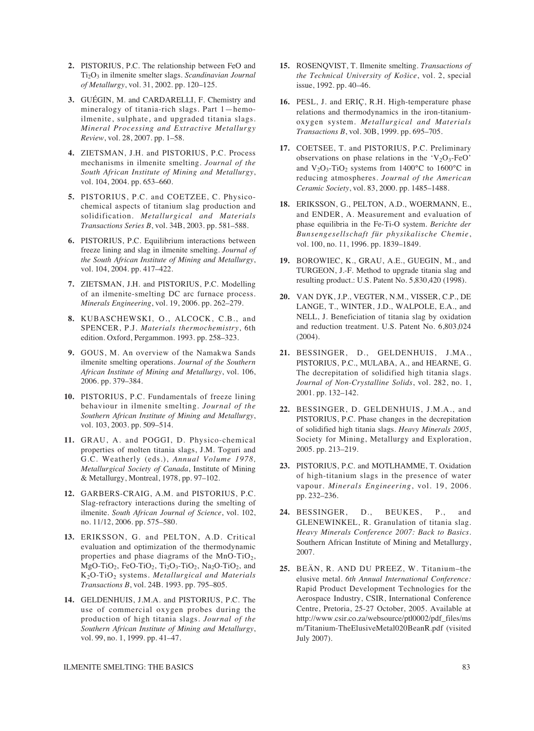2. PISTORIUS, P.C. The relationship between FeO and $Ti_2O_3$ in ilmenite smelter slags. *Scandinavian Journal of Metallurgy*, vol. 31, 2002. pp. 120–125.

3. GUÉGIN, M. and CARDARELLI, F. Chemistry and mineralogy of titania-rich slags. Part 1—hemo-ilmenite, sulphate, and upgraded titania slags. *Mineral Processing and Extractive Metallurgy Review*, vol. 28, 2007. pp. 1–58.

4. ZIETSMAN, J.H. and PISTORIUS, P.C. Process mechanisms in ilmenite smelting. *Journal of the South African Institute of Mining and Metallurgy*, vol. 104, 2004. pp. 653–660.

5. PISTORIUS, P.C. and COETZEE, C. Physicochemical aspects of titanium slag production and solidification. *Metallurgical and Materials Transactions Series B*, vol. 34B, 2003. pp. 581–588.

6. PISTORIUS, P.C. Equilibrium interactions between freeze lining and slag in ilmenite smelting. *Journal of the South African Institute of Mining and Metallurgy*, vol. 104, 2004. pp. 417–422.

7. ZIETSMAN, J.H. and PISTORIUS, P.C. Modelling of an ilmenite-smelting DC arc furnace process. *Minerals Engineering*, vol. 19, 2006. pp. 262–279.

8. KUBASCHEWSKI, O., ALCOCK, C.B., and SPENCER, P.J. *Materials thermochemistry*, 6th edition. Oxford, Pergammon. 1993. pp. 258–323.

9. GOUS, M. An overview of the Namakwa Sands ilmenite smelting operations. *Journal of the Southern African Institute of Mining and Metallurgy*, vol. 106, 2006. pp. 379–384.

10. PISTORIUS, P.C. Fundamentals of freeze lining behaviour in ilmenite smelting. *Journal of the Southern African Institute of Mining and Metallurgy*, vol. 103, 2003. pp. 509–514.

11. GRAU, A. and POGGI, D. Physico-chemical properties of molten titania slags, J.M. Toguri and G.C. Weatherly (eds.), *Annual Volume 1978, Metallurgical Society of Canada*, Institute of Mining & Metallurgy, Montreal, 1978, pp. 97–102.

12. GARBERS-CRAIG, A.M. and PISTORIUS, P.C. Slag-refractory interactions during the smelting of ilmenite. *South African Journal of Science*, vol. 102, no. 11/12, 2006. pp. 575–580.

13. ERIKSSON, G. and PELTON, A.D. Critical evaluation and optimization of the thermodynamic properties and phase diagrams of the $MnO-TiO_2$, $MgO-TiO_2$, $FeO-TiO_2$, $Ti_2O_3-TiO_2$, $Na_2O-TiO_2$, and $K_2O-TiO_2$ systems. *Metallurgical and Materials Transactions B*, vol. 24B. 1993. pp. 795–805.

14. GELDENHUIS, J.M.A. and PISTORIUS, P.C. The use of commercial oxygen probes during the production of high titania slags. *Journal of the Southern African Institute of Mining and Metallurgy*, vol. 99, no. 1, 1999. pp. 41–47.

15. ROSENQVIST, T. Ilmenite smelting. *Transactions of the Technical University of Košice*, vol. 2, special issue, 1992. pp. 40–46.

16. PESL, J. and ERIÇ, R.H. High-temperature phase relations and thermodynamics in the iron-titanium-oxygen system. *Metallurgical and Materials Transactions B*, vol. 30B, 1999. pp. 695–705.

17. COETSEE, T. and PISTORIUS, P.C. Preliminary observations on phase relations in the '$V_2O_3$-FeO' and $V_2O_3-TiO_2$ systems from 1400°C to 1600°C in reducing atmospheres. *Journal of the American Ceramic Society*, vol. 83, 2000. pp. 1485–1488.

18. ERIKSSON, G., PELTON, A.D., WOERMANN, E., and ENDER, A. Measurement and evaluation of phase equilibria in the Fe-Ti-O system. *Berichte der Bunsengesellschaft für physikalische Chemie*, vol. 100, no. 11, 1996. pp. 1839–1849.

19. BOROWIEC, K., GRAU, A.E., GUEGIN, M., and TURGEON, J.-F. Method to upgrade titania slag and resulting product.: U.S. Patent No. 5,830,420 (1998).

20. VAN DYK, J.P., VEGTER, N.M., VISSER, C.P., DE LANGE, T., WINTER, J.D., WALPOLE, E.A., and NELL, J. Beneficiation of titania slag by oxidation and reduction treatment. U.S. Patent No. 6,803,024 (2004).

21. BESSINGER, D., GELDENHUIS, J.MA., PISTORIUS, P.C., MULABA, A., and HEARNE, G. The decrepitation of solidified high titania slags. *Journal of Non-Crystalline Solids*, vol. 282, no. 1, 2001. pp. 132–142.

22. BESSINGER, D. GELDENHUIS, J.M.A., and PISTORIUS, P.C. Phase changes in the decrepitation of solidified high titania slags. *Heavy Minerals 2005*, Society for Mining, Metallurgy and Exploration, 2005. pp. 213–219.

23. PISTORIUS, P.C. and MOTLHAMME, T. Oxidation of high-titanium slags in the presence of water vapour. *Minerals Engineering*, vol. 19, 2006. pp. 232–236.

24. BESSINGER, D., BEUKES, P., and GLENEWINKEL, R. Granulation of titania slag. *Heavy Minerals Conference 2007: Back to Basics*. Southern African Institute of Mining and Metallurgy, 2007.

25. BEÄN, R. AND DU PREEZ, W. Titanium–the elusive metal. *6th Annual International Conference:* Rapid Product Development Technologies for the Aerospace Industry, CSIR, International Conference Centre, Pretoria, 25-27 October, 2005. Available at http://www.csir.co.za/websource/ptl0002/pdf_files/msm/Titanium-TheElusiveMetal020BeanR.pdf (visited July 2007).